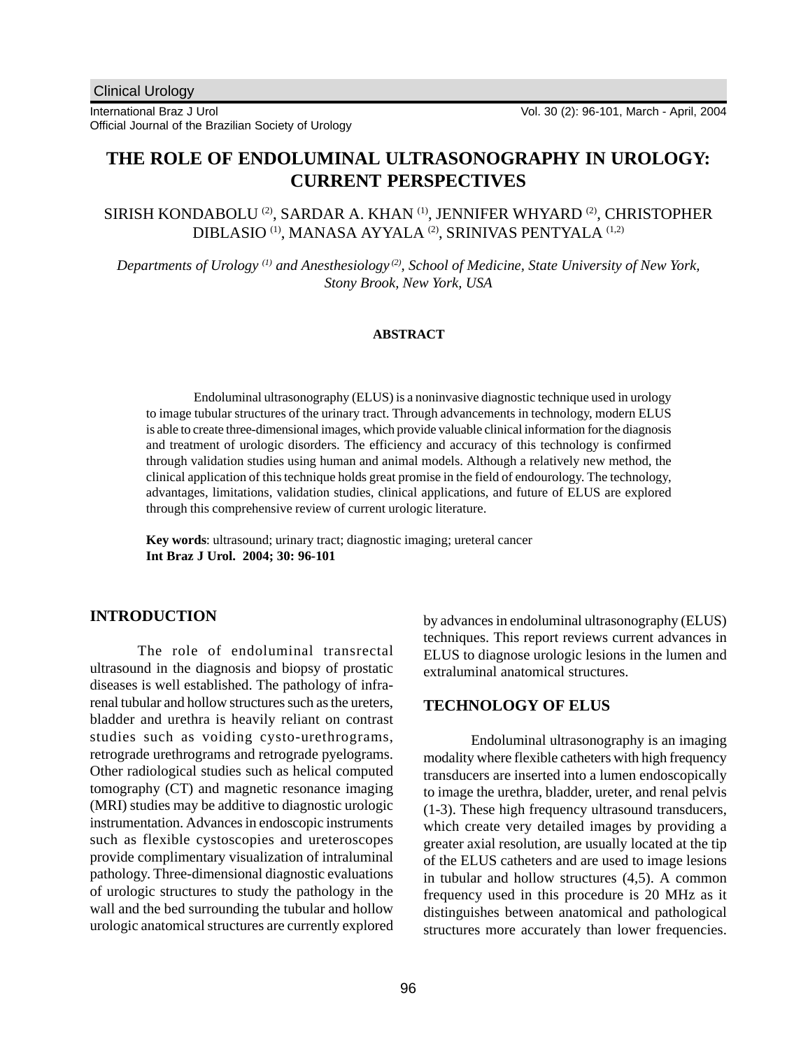# THE ROLE OF ENDOLUMINAL ULTRASONOGRAPHY IN UROLOGY: CURRENT PERSPECTIVES

SIRISH KONDABOLU [2], SARDAR A. KHAN [1], JENNIFER WHYARD [2], CHRISTOPHER DIBLASIO [1], MANASA AYYALA [2], SRINIVAS PENTYALA [1,2]

*Departments of Urology [1] and Anesthesiology [2], School of Medicine, State University of New York, Stony Brook, New York, USA*

## ABSTRACT

Endoluminal ultrasonography (ELUS) is a noninvasive diagnostic technique used in urology to image tubular structures of the urinary tract. Through advancements in technology, modern ELUS is able to create three-dimensional images, which provide valuable clinical information for the diagnosis and treatment of urologic disorders. The efficiency and accuracy of this technology is confirmed through validation studies using human and animal models. Although a relatively new method, the clinical application of this technique holds great promise in the field of endourology. The technology, advantages, limitations, validation studies, clinical applications, and future of ELUS are explored through this comprehensive review of current urologic literature.

**Key words**: ultrasound; urinary tract; diagnostic imaging; ureteral cancer
**Int Braz J Urol. 2004; 30: 96-101**

## INTRODUCTION

The role of endoluminal transrectal ultrasound in the diagnosis and biopsy of prostatic diseases is well established. The pathology of infra-renal tubular and hollow structures such as the ureters, bladder and urethra is heavily reliant on contrast studies such as voiding cysto-urethrograms, retrograde urethrograms and retrograde pyelograms. Other radiological studies such as helical computed tomography (CT) and magnetic resonance imaging (MRI) studies may be additive to diagnostic urologic instrumentation. Advances in endoscopic instruments such as flexible cystoscopies and ureteroscopes provide complimentary visualization of intraluminal pathology. Three-dimensional diagnostic evaluations of urologic structures to study the pathology in the wall and the bed surrounding the tubular and hollow urologic anatomical structures are currently explored by advances in endoluminal ultrasonography (ELUS) techniques. This report reviews current advances in ELUS to diagnose urologic lesions in the lumen and extraluminal anatomical structures.

## TECHNOLOGY OF ELUS

Endoluminal ultrasonography is an imaging modality where flexible catheters with high frequency transducers are inserted into a lumen endoscopically to image the urethra, bladder, ureter, and renal pelvis (1-3). These high frequency ultrasound transducers, which create very detailed images by providing a greater axial resolution, are usually located at the tip of the ELUS catheters and are used to image lesions in tubular and hollow structures (4,5). A common frequency used in this procedure is 20 MHz as it distinguishes between anatomical and pathological structures more accurately than lower frequencies.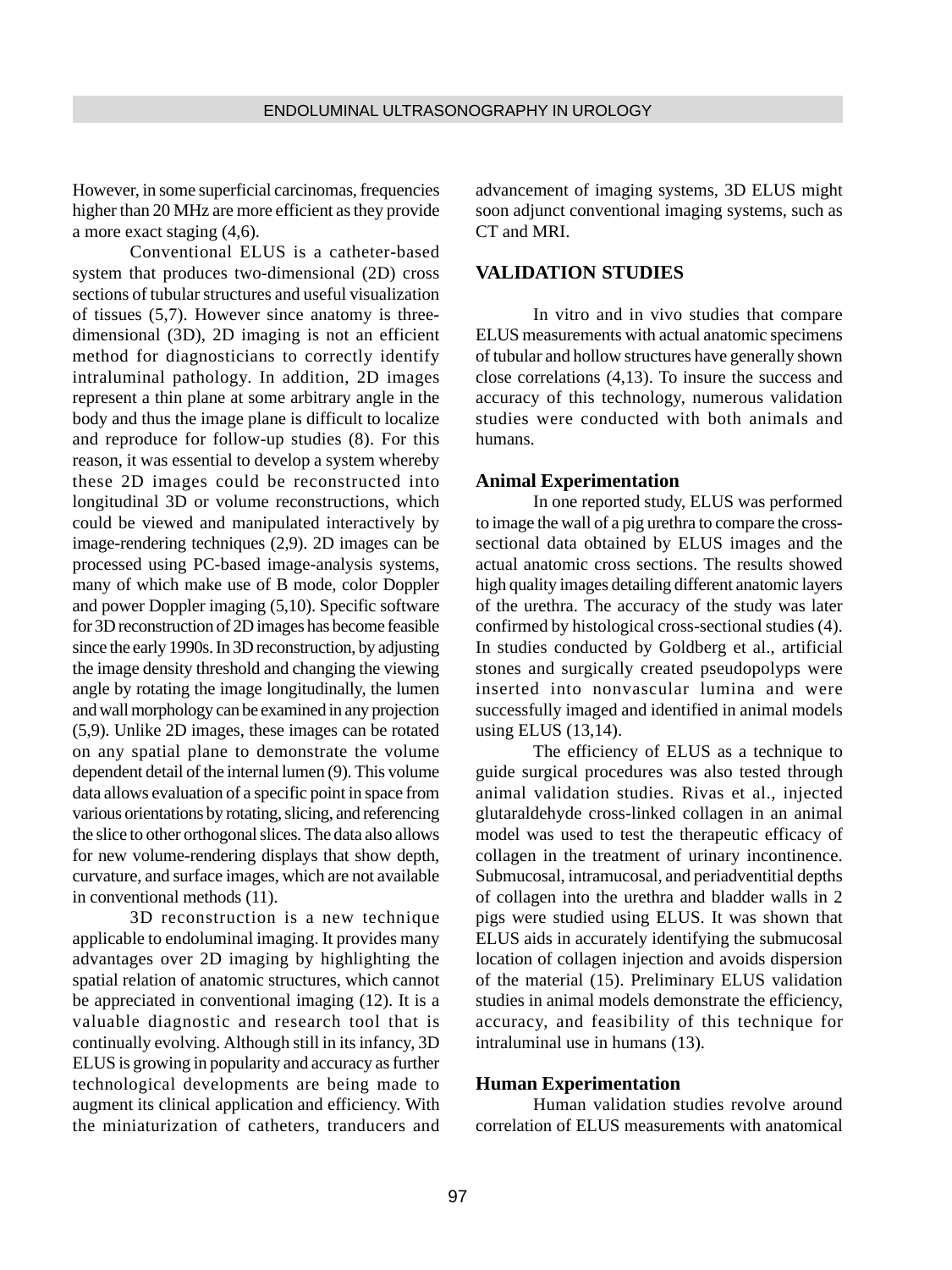However, in some superficial carcinomas, frequencies higher than 20 MHz are more efficient as they provide a more exact staging (4,6).

Conventional ELUS is a catheter-based system that produces two-dimensional (2D) cross sections of tubular structures and useful visualization of tissues (5,7). However since anatomy is three-dimensional (3D), 2D imaging is not an efficient method for diagnosticians to correctly identify intraluminal pathology. In addition, 2D images represent a thin plane at some arbitrary angle in the body and thus the image plane is difficult to localize and reproduce for follow-up studies (8). For this reason, it was essential to develop a system whereby these 2D images could be reconstructed into longitudinal 3D or volume reconstructions, which could be viewed and manipulated interactively by image-rendering techniques (2,9). 2D images can be processed using PC-based image-analysis systems, many of which make use of B mode, color Doppler and power Doppler imaging (5,10). Specific software for 3D reconstruction of 2D images has become feasible since the early 1990s. In 3D reconstruction, by adjusting the image density threshold and changing the viewing angle by rotating the image longitudinally, the lumen and wall morphology can be examined in any projection (5,9). Unlike 2D images, these images can be rotated on any spatial plane to demonstrate the volume dependent detail of the internal lumen (9). This volume data allows evaluation of a specific point in space from various orientations by rotating, slicing, and referencing the slice to other orthogonal slices. The data also allows for new volume-rendering displays that show depth, curvature, and surface images, which are not available in conventional methods (11).

3D reconstruction is a new technique applicable to endoluminal imaging. It provides many advantages over 2D imaging by highlighting the spatial relation of anatomic structures, which cannot be appreciated in conventional imaging (12). It is a valuable diagnostic and research tool that is continually evolving. Although still in its infancy, 3D ELUS is growing in popularity and accuracy as further technological developments are being made to augment its clinical application and efficiency. With the miniaturization of catheters, tranducers and advancement of imaging systems, 3D ELUS might soon adjunct conventional imaging systems, such as CT and MRI.

## VALIDATION STUDIES

In vitro and in vivo studies that compare ELUS measurements with actual anatomic specimens of tubular and hollow structures have generally shown close correlations (4,13). To insure the success and accuracy of this technology, numerous validation studies were conducted with both animals and humans.

### Animal Experimentation

In one reported study, ELUS was performed to image the wall of a pig urethra to compare the cross-sectional data obtained by ELUS images and the actual anatomic cross sections. The results showed high quality images detailing different anatomic layers of the urethra. The accuracy of the study was later confirmed by histological cross-sectional studies (4). In studies conducted by Goldberg et al., artificial stones and surgically created pseudopolyps were inserted into nonvascular lumina and were successfully imaged and identified in animal models using ELUS (13,14).

The efficiency of ELUS as a technique to guide surgical procedures was also tested through animal validation studies. Rivas et al., injected glutaraldehyde cross-linked collagen in an animal model was used to test the therapeutic efficacy of collagen in the treatment of urinary incontinence. Submucosal, intramucosal, and periadventitial depths of collagen into the urethra and bladder walls in 2 pigs were studied using ELUS. It was shown that ELUS aids in accurately identifying the submucosal location of collagen injection and avoids dispersion of the material (15). Preliminary ELUS validation studies in animal models demonstrate the efficiency, accuracy, and feasibility of this technique for intraluminal use in humans (13).

### Human Experimentation

Human validation studies revolve around correlation of ELUS measurements with anatomical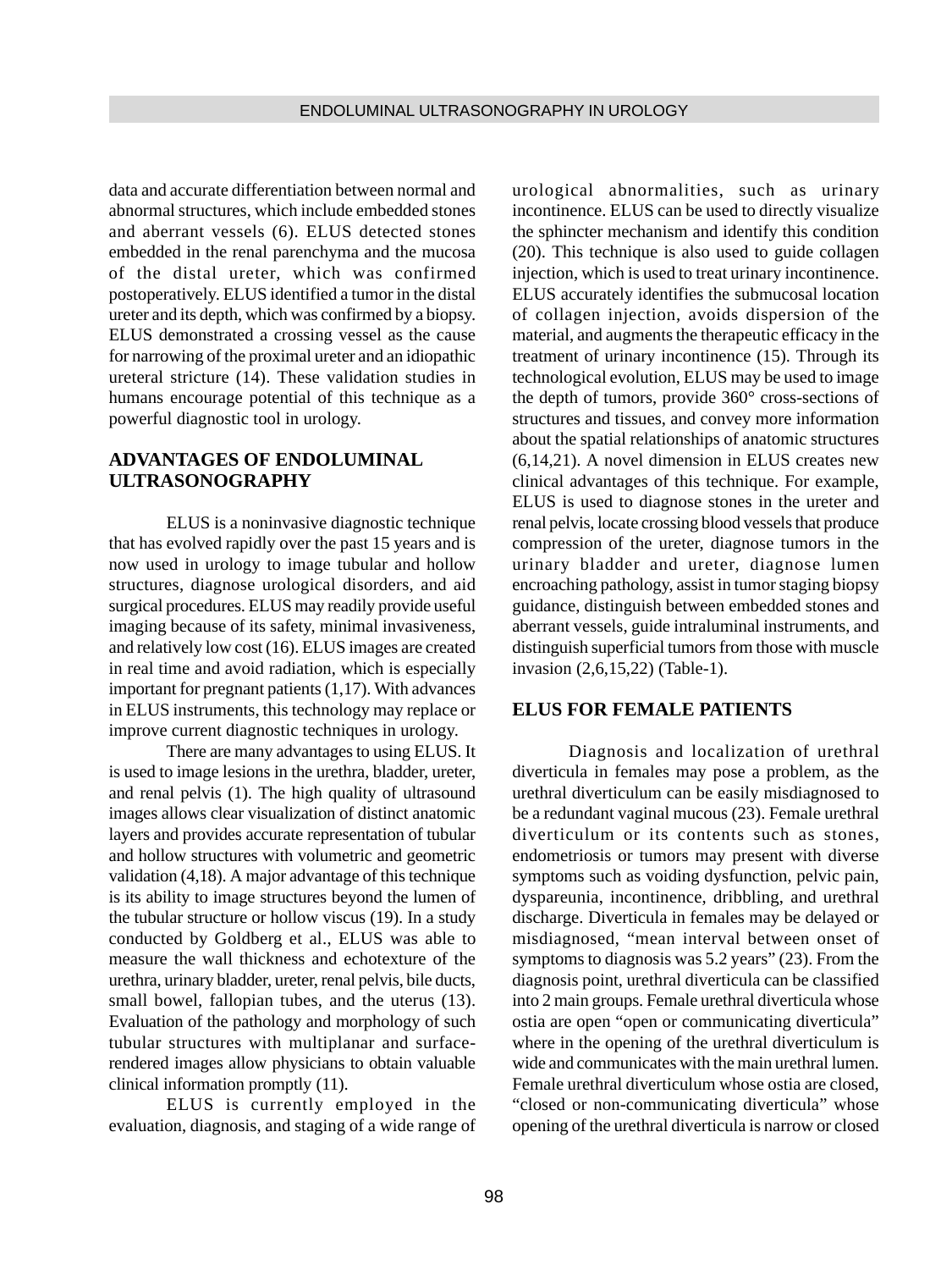data and accurate differentiation between normal and abnormal structures, which include embedded stones and aberrant vessels (6). ELUS detected stones embedded in the renal parenchyma and the mucosa of the distal ureter, which was confirmed postoperatively. ELUS identified a tumor in the distal ureter and its depth, which was confirmed by a biopsy. ELUS demonstrated a crossing vessel as the cause for narrowing of the proximal ureter and an idiopathic ureteral stricture (14). These validation studies in humans encourage potential of this technique as a powerful diagnostic tool in urology.

## ADVANTAGES OF ENDOLUMINAL ULTRASONOGRAPHY

ELUS is a noninvasive diagnostic technique that has evolved rapidly over the past 15 years and is now used in urology to image tubular and hollow structures, diagnose urological disorders, and aid surgical procedures. ELUS may readily provide useful imaging because of its safety, minimal invasiveness, and relatively low cost (16). ELUS images are created in real time and avoid radiation, which is especially important for pregnant patients (1,17). With advances in ELUS instruments, this technology may replace or improve current diagnostic techniques in urology.

There are many advantages to using ELUS. It is used to image lesions in the urethra, bladder, ureter, and renal pelvis (1). The high quality of ultrasound images allows clear visualization of distinct anatomic layers and provides accurate representation of tubular and hollow structures with volumetric and geometric validation (4,18). A major advantage of this technique is its ability to image structures beyond the lumen of the tubular structure or hollow viscus (19). In a study conducted by Goldberg et al., ELUS was able to measure the wall thickness and echotexture of the urethra, urinary bladder, ureter, renal pelvis, bile ducts, small bowel, fallopian tubes, and the uterus (13). Evaluation of the pathology and morphology of such tubular structures with multiplanar and surface-rendered images allow physicians to obtain valuable clinical information promptly (11).

ELUS is currently employed in the evaluation, diagnosis, and staging of a wide range of urological abnormalities, such as urinary incontinence. ELUS can be used to directly visualize the sphincter mechanism and identify this condition (20). This technique is also used to guide collagen injection, which is used to treat urinary incontinence. ELUS accurately identifies the submucosal location of collagen injection, avoids dispersion of the material, and augments the therapeutic efficacy in the treatment of urinary incontinence (15). Through its technological evolution, ELUS may be used to image the depth of tumors, provide 360° cross-sections of structures and tissues, and convey more information about the spatial relationships of anatomic structures (6,14,21). A novel dimension in ELUS creates new clinical advantages of this technique. For example, ELUS is used to diagnose stones in the ureter and renal pelvis, locate crossing blood vessels that produce compression of the ureter, diagnose tumors in the urinary bladder and ureter, diagnose lumen encroaching pathology, assist in tumor staging biopsy guidance, distinguish between embedded stones and aberrant vessels, guide intraluminal instruments, and distinguish superficial tumors from those with muscle invasion (2,6,15,22) (Table-1).

## ELUS FOR FEMALE PATIENTS

Diagnosis and localization of urethral diverticula in females may pose a problem, as the urethral diverticulum can be easily misdiagnosed to be a redundant vaginal mucous (23). Female urethral diverticulum or its contents such as stones, endometriosis or tumors may present with diverse symptoms such as voiding dysfunction, pelvic pain, dyspareunia, incontinence, dribbling, and urethral discharge. Diverticula in females may be delayed or misdiagnosed, "mean interval between onset of symptoms to diagnosis was 5.2 years" (23). From the diagnosis point, urethral diverticula can be classified into 2 main groups. Female urethral diverticula whose ostia are open "open or communicating diverticula" where in the opening of the urethral diverticulum is wide and communicates with the main urethral lumen. Female urethral diverticulum whose ostia are closed, "closed or non-communicating diverticula" whose opening of the urethral diverticula is narrow or closed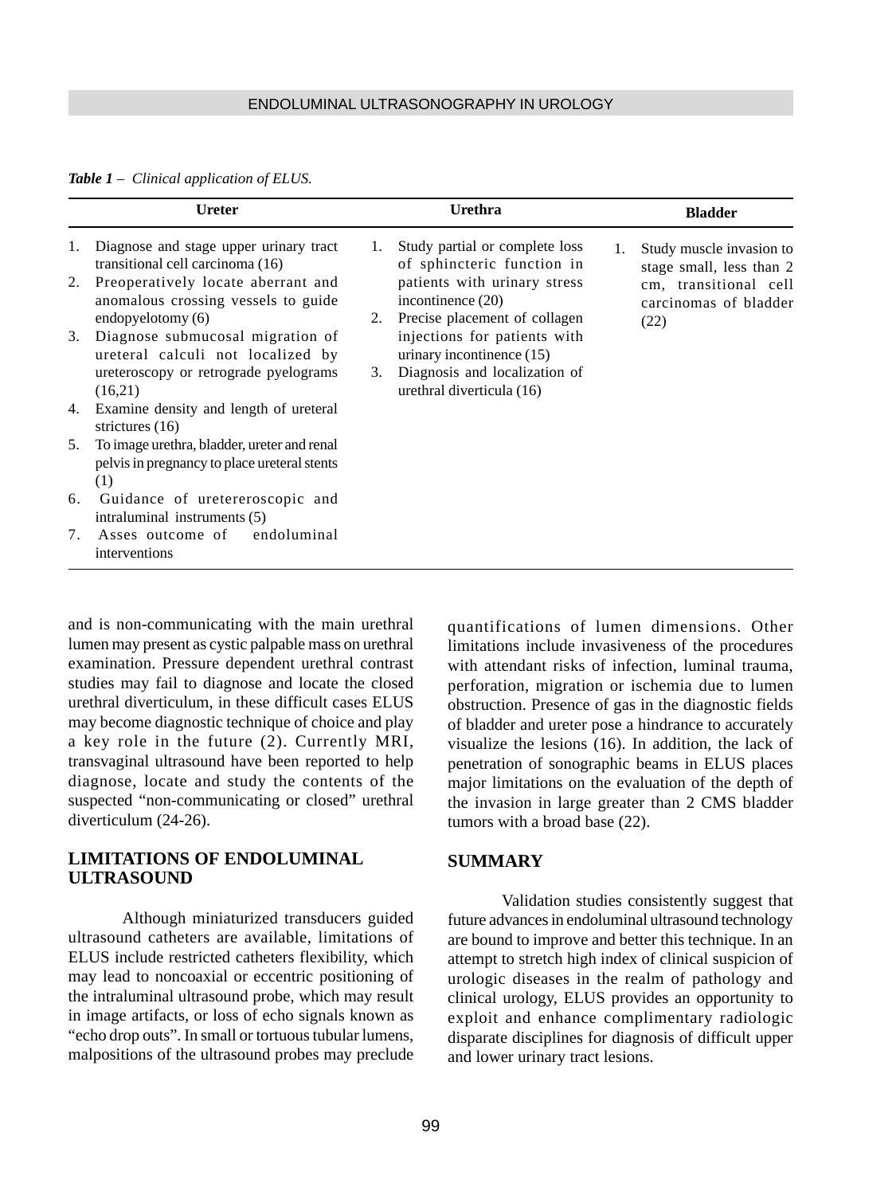*Table 1* – Clinical application of ELUS.

| Ureter | Urethra | Bladder |
|---|---|---|
| 1. Diagnose and stage upper urinary tract transitional cell carcinoma (16)<br>2. Preoperatively locate aberrant and anomalous crossing vessels to guide endopyelotomy (6)<br>3. Diagnose submucosal migration of ureteral calculi not localized by ureteroscopy or retrograde pyelograms (16,21)<br>4. Examine density and length of ureteral strictures (16)<br>5. To image urethra, bladder, ureter and renal pelvis in pregnancy to place ureteral stents (1)<br>6. Guidance of uretereroscopic and intraluminal instruments (5)<br>7. Asses outcome of endoluminal interventions | 1. Study partial or complete loss of sphincteric function in patients with urinary stress incontinence (20)<br>2. Precise placement of collagen injections for patients with urinary incontinence (15)<br>3. Diagnosis and localization of urethral diverticula (16) | 1. Study muscle invasion to stage small, less than 2 cm, transitional cell carcinomas of bladder (22) |

and is non-communicating with the main urethral lumen may present as cystic palpable mass on urethral examination. Pressure dependent urethral contrast studies may fail to diagnose and locate the closed urethral diverticulum, in these difficult cases ELUS may become diagnostic technique of choice and play a key role in the future (2). Currently MRI, transvaginal ultrasound have been reported to help diagnose, locate and study the contents of the suspected "non-communicating or closed" urethral diverticulum (24-26).

## LIMITATIONS OF ENDOLUMINAL ULTRASOUND

Although miniaturized transducers guided ultrasound catheters are available, limitations of ELUS include restricted catheters flexibility, which may lead to noncoaxial or eccentric positioning of the intraluminal ultrasound probe, which may result in image artifacts, or loss of echo signals known as "echo drop outs". In small or tortuous tubular lumens, malpositions of the ultrasound probes may preclude quantifications of lumen dimensions. Other limitations include invasiveness of the procedures with attendant risks of infection, luminal trauma, perforation, migration or ischemia due to lumen obstruction. Presence of gas in the diagnostic fields of bladder and ureter pose a hindrance to accurately visualize the lesions (16). In addition, the lack of penetration of sonographic beams in ELUS places major limitations on the evaluation of the depth of the invasion in large greater than 2 CMS bladder tumors with a broad base (22).

## SUMMARY

Validation studies consistently suggest that future advances in endoluminal ultrasound technology are bound to improve and better this technique. In an attempt to stretch high index of clinical suspicion of urologic diseases in the realm of pathology and clinical urology, ELUS provides an opportunity to exploit and enhance complimentary radiologic disparate disciplines for diagnosis of difficult upper and lower urinary tract lesions.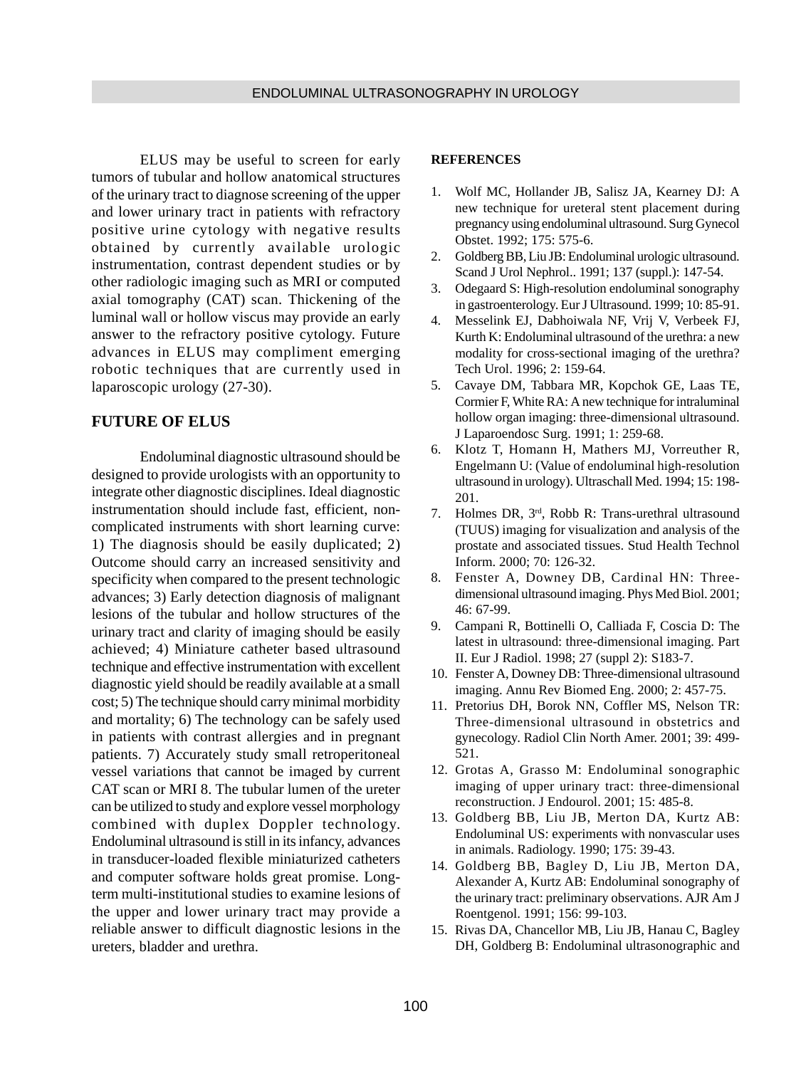ELUS may be useful to screen for early tumors of tubular and hollow anatomical structures of the urinary tract to diagnose screening of the upper and lower urinary tract in patients with refractory positive urine cytology with negative results obtained by currently available urologic instrumentation, contrast dependent studies or by other radiologic imaging such as MRI or computed axial tomography (CAT) scan. Thickening of the luminal wall or hollow viscus may provide an early answer to the refractory positive cytology. Future advances in ELUS may compliment emerging robotic techniques that are currently used in laparoscopic urology (27-30).

## FUTURE OF ELUS

Endoluminal diagnostic ultrasound should be designed to provide urologists with an opportunity to integrate other diagnostic disciplines. Ideal diagnostic instrumentation should include fast, efficient, non-complicated instruments with short learning curve: 1) The diagnosis should be easily duplicated; 2) Outcome should carry an increased sensitivity and specificity when compared to the present technologic advances; 3) Early detection diagnosis of malignant lesions of the tubular and hollow structures of the urinary tract and clarity of imaging should be easily achieved; 4) Miniature catheter based ultrasound technique and effective instrumentation with excellent diagnostic yield should be readily available at a small cost; 5) The technique should carry minimal morbidity and mortality; 6) The technology can be safely used in patients with contrast allergies and in pregnant patients. 7) Accurately study small retroperitoneal vessel variations that cannot be imaged by current CAT scan or MRI 8. The tubular lumen of the ureter can be utilized to study and explore vessel morphology combined with duplex Doppler technology. Endoluminal ultrasound is still in its infancy, advances in transducer-loaded flexible miniaturized catheters and computer software holds great promise. Long-term multi-institutional studies to examine lesions of the upper and lower urinary tract may provide a reliable answer to difficult diagnostic lesions in the ureters, bladder and urethra.

## REFERENCES

1. Wolf MC, Hollander JB, Salisz JA, Kearney DJ: A new technique for ureteral stent placement during pregnancy using endoluminal ultrasound. Surg Gynecol Obstet. 1992; 175: 575-6.
2. Goldberg BB, Liu JB: Endoluminal urologic ultrasound. Scand J Urol Nephrol.. 1991; 137 (suppl.): 147-54.
3. Odegaard S: High-resolution endoluminal sonography in gastroenterology. Eur J Ultrasound. 1999; 10: 85-91.
4. Messelink EJ, Dabhoiwala NF, Vrij V, Verbeek FJ, Kurth K: Endoluminal ultrasound of the urethra: a new modality for cross-sectional imaging of the urethra? Tech Urol. 1996; 2: 159-64.
5. Cavaye DM, Tabbara MR, Kopchok GE, Laas TE, Cormier F, White RA: A new technique for intraluminal hollow organ imaging: three-dimensional ultrasound. J Laparoendosc Surg. 1991; 1: 259-68.
6. Klotz T, Homann H, Mathers MJ, Vorreuther R, Engelmann U: (Value of endoluminal high-resolution ultrasound in urology). Ultraschall Med. 1994; 15: 198-201.
7. Holmes DR, 3rd, Robb R: Trans-urethral ultrasound (TUUS) imaging for visualization and analysis of the prostate and associated tissues. Stud Health Technol Inform. 2000; 70: 126-32.
8. Fenster A, Downey DB, Cardinal HN: Three-dimensional ultrasound imaging. Phys Med Biol. 2001; 46: 67-99.
9. Campani R, Bottinelli O, Calliada F, Coscia D: The latest in ultrasound: three-dimensional imaging. Part II. Eur J Radiol. 1998; 27 (suppl 2): S183-7.
10. Fenster A, Downey DB: Three-dimensional ultrasound imaging. Annu Rev Biomed Eng. 2000; 2: 457-75.
11. Pretorius DH, Borok NN, Coffler MS, Nelson TR: Three-dimensional ultrasound in obstetrics and gynecology. Radiol Clin North Amer. 2001; 39: 499-521.
12. Grotas A, Grasso M: Endoluminal sonographic imaging of upper urinary tract: three-dimensional reconstruction. J Endourol. 2001; 15: 485-8.
13. Goldberg BB, Liu JB, Merton DA, Kurtz AB: Endoluminal US: experiments with nonvascular uses in animals. Radiology. 1990; 175: 39-43.
14. Goldberg BB, Bagley D, Liu JB, Merton DA, Alexander A, Kurtz AB: Endoluminal sonography of the urinary tract: preliminary observations. AJR Am J Roentgenol. 1991; 156: 99-103.
15. Rivas DA, Chancellor MB, Liu JB, Hanau C, Bagley DH, Goldberg B: Endoluminal ultrasonographic and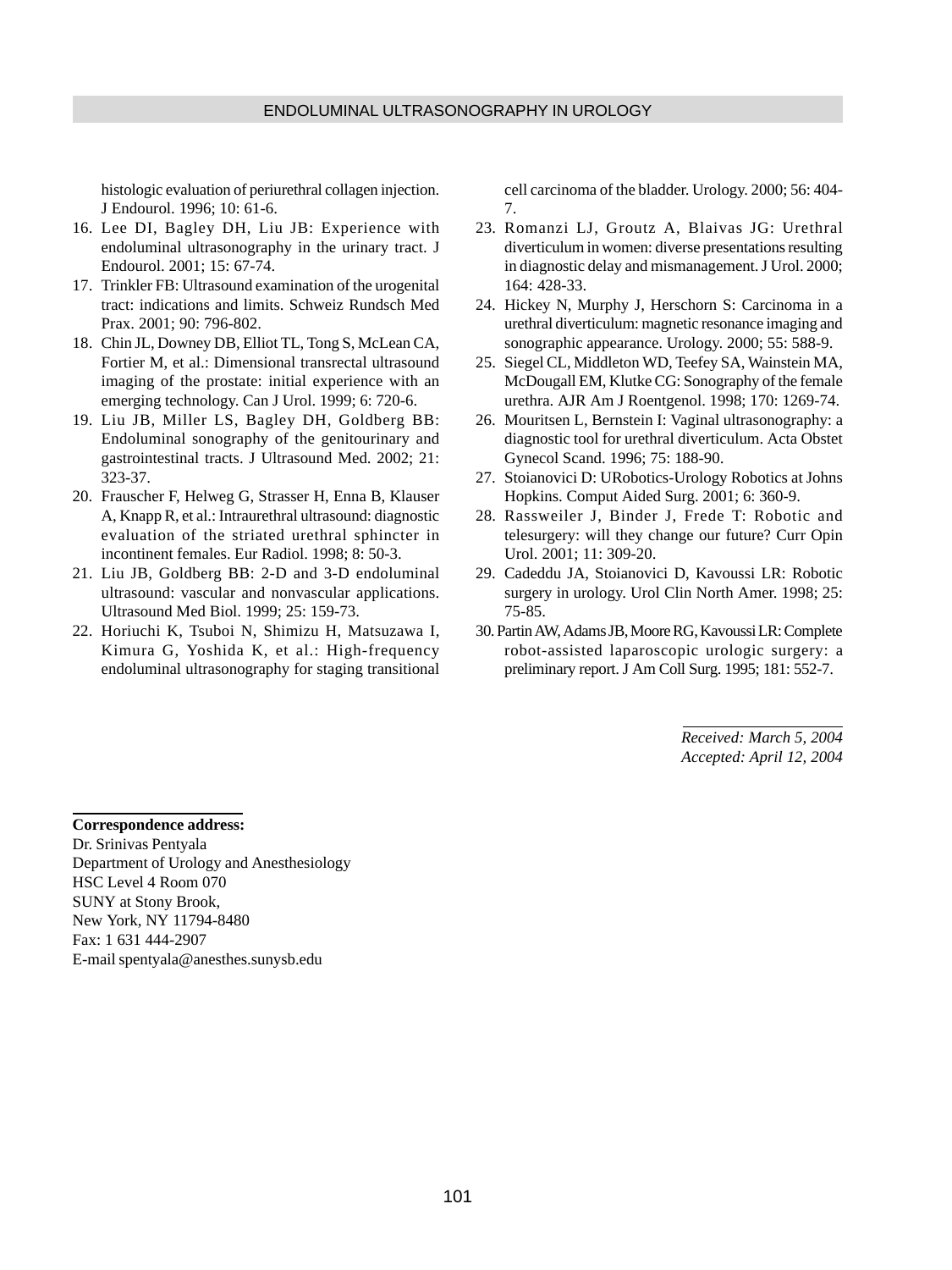histologic evaluation of periurethral collagen injection. J Endourol. 1996; 10: 61-6.

16. Lee DI, Bagley DH, Liu JB: Experience with endoluminal ultrasonography in the urinary tract. J Endourol. 2001; 15: 67-74.
17. Trinkler FB: Ultrasound examination of the urogenital tract: indications and limits. Schweiz Rundsch Med Prax. 2001; 90: 796-802.
18. Chin JL, Downey DB, Elliot TL, Tong S, McLean CA, Fortier M, et al.: Dimensional transrectal ultrasound imaging of the prostate: initial experience with an emerging technology. Can J Urol. 1999; 6: 720-6.
19. Liu JB, Miller LS, Bagley DH, Goldberg BB: Endoluminal sonography of the genitourinary and gastrointestinal tracts. J Ultrasound Med. 2002; 21: 323-37.
20. Frauscher F, Helweg G, Strasser H, Enna B, Klauser A, Knapp R, et al.: Intraurethral ultrasound: diagnostic evaluation of the striated urethral sphincter in incontinent females. Eur Radiol. 1998; 8: 50-3.
21. Liu JB, Goldberg BB: 2-D and 3-D endoluminal ultrasound: vascular and nonvascular applications. Ultrasound Med Biol. 1999; 25: 159-73.
22. Horiuchi K, Tsuboi N, Shimizu H, Matsuzawa I, Kimura G, Yoshida K, et al.: High-frequency endoluminal ultrasonography for staging transitional cell carcinoma of the bladder. Urology. 2000; 56: 404-7.
23. Romanzi LJ, Groutz A, Blaivas JG: Urethral diverticulum in women: diverse presentations resulting in diagnostic delay and mismanagement. J Urol. 2000; 164: 428-33.
24. Hickey N, Murphy J, Herschorn S: Carcinoma in a urethral diverticulum: magnetic resonance imaging and sonographic appearance. Urology. 2000; 55: 588-9.
25. Siegel CL, Middleton WD, Teefey SA, Wainstein MA, McDougall EM, Klutke CG: Sonography of the female urethra. AJR Am J Roentgenol. 1998; 170: 1269-74.
26. Mouritsen L, Bernstein I: Vaginal ultrasonography: a diagnostic tool for urethral diverticulum. Acta Obstet Gynecol Scand. 1996; 75: 188-90.
27. Stoianovici D: URobotics-Urology Robotics at Johns Hopkins. Comput Aided Surg. 2001; 6: 360-9.
28. Rassweiler J, Binder J, Frede T: Robotic and telesurgery: will they change our future? Curr Opin Urol. 2001; 11: 309-20.
29. Cadeddu JA, Stoianovici D, Kavoussi LR: Robotic surgery in urology. Urol Clin North Amer. 1998; 25: 75-85.
30. Partin AW, Adams JB, Moore RG, Kavoussi LR: Complete robot-assisted laparoscopic urologic surgery: a preliminary report. J Am Coll Surg. 1995; 181: 552-7.

*Received: March 5, 2004*
*Accepted: April 12, 2004*

**Correspondence address:**
Dr. Srinivas Pentyala
Department of Urology and Anesthesiology
HSC Level 4 Room 070
SUNY at Stony Brook,
New York, NY 11794-8480
Fax: 1 631 444-2907
E-mail spentyala@anesthes.sunysb.edu